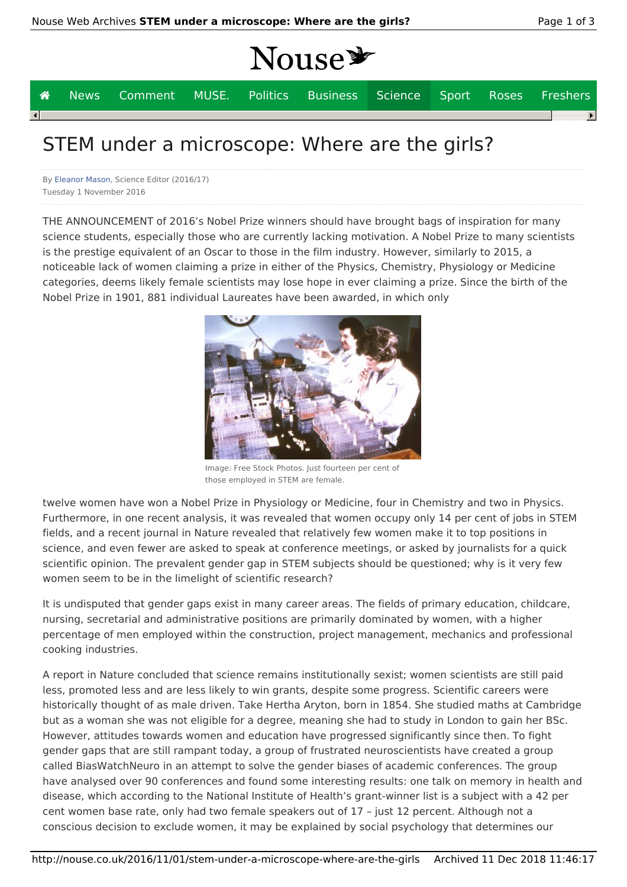# STEM under a microscope: Where are the girls?

By Eleanor Mason, Science Editor (2016/17)
Tuesday 1 November 2016

THE ANNOUNCEMENT of 2016's Nobel Prize winners should have brought bags of inspiration for many science students, especially those who are currently lacking motivation. A Nobel Prize to many scientists is the prestige equivalent of an Oscar to those in the film industry. However, similarly to 2015, a noticeable lack of women claiming a prize in either of the Physics, Chemistry, Physiology or Medicine categories, deems likely female scientists may lose hope in ever claiming a prize. Since the birth of the Nobel Prize in 1901, 881 individual Laureates have been awarded, in which only

Image: Free Stock Photos. Just fourteen per cent of those employed in STEM are female.

twelve women have won a Nobel Prize in Physiology or Medicine, four in Chemistry and two in Physics. Furthermore, in one recent analysis, it was revealed that women occupy only 14 per cent of jobs in STEM fields, and a recent journal in Nature revealed that relatively few women make it to top positions in science, and even fewer are asked to speak at conference meetings, or asked by journalists for a quick scientific opinion. The prevalent gender gap in STEM subjects should be questioned; why is it very few women seem to be in the limelight of scientific research?

It is undisputed that gender gaps exist in many career areas. The fields of primary education, childcare, nursing, secretarial and administrative positions are primarily dominated by women, with a higher percentage of men employed within the construction, project management, mechanics and professional cooking industries.

A report in Nature concluded that science remains institutionally sexist; women scientists are still paid less, promoted less and are less likely to win grants, despite some progress. Scientific careers were historically thought of as male driven. Take Hertha Aryton, born in 1854. She studied maths at Cambridge but as a woman she was not eligible for a degree, meaning she had to study in London to gain her BSc. However, attitudes towards women and education have progressed significantly since then. To fight gender gaps that are still rampant today, a group of frustrated neuroscientists have created a group called BiasWatchNeuro in an attempt to solve the gender biases of academic conferences. The group have analysed over 90 conferences and found some interesting results: one talk on memory in health and disease, which according to the National Institute of Health's grant-winner list is a subject with a 42 per cent women base rate, only had two female speakers out of 17 – just 12 percent. Although not a conscious decision to exclude women, it may be explained by social psychology that determines our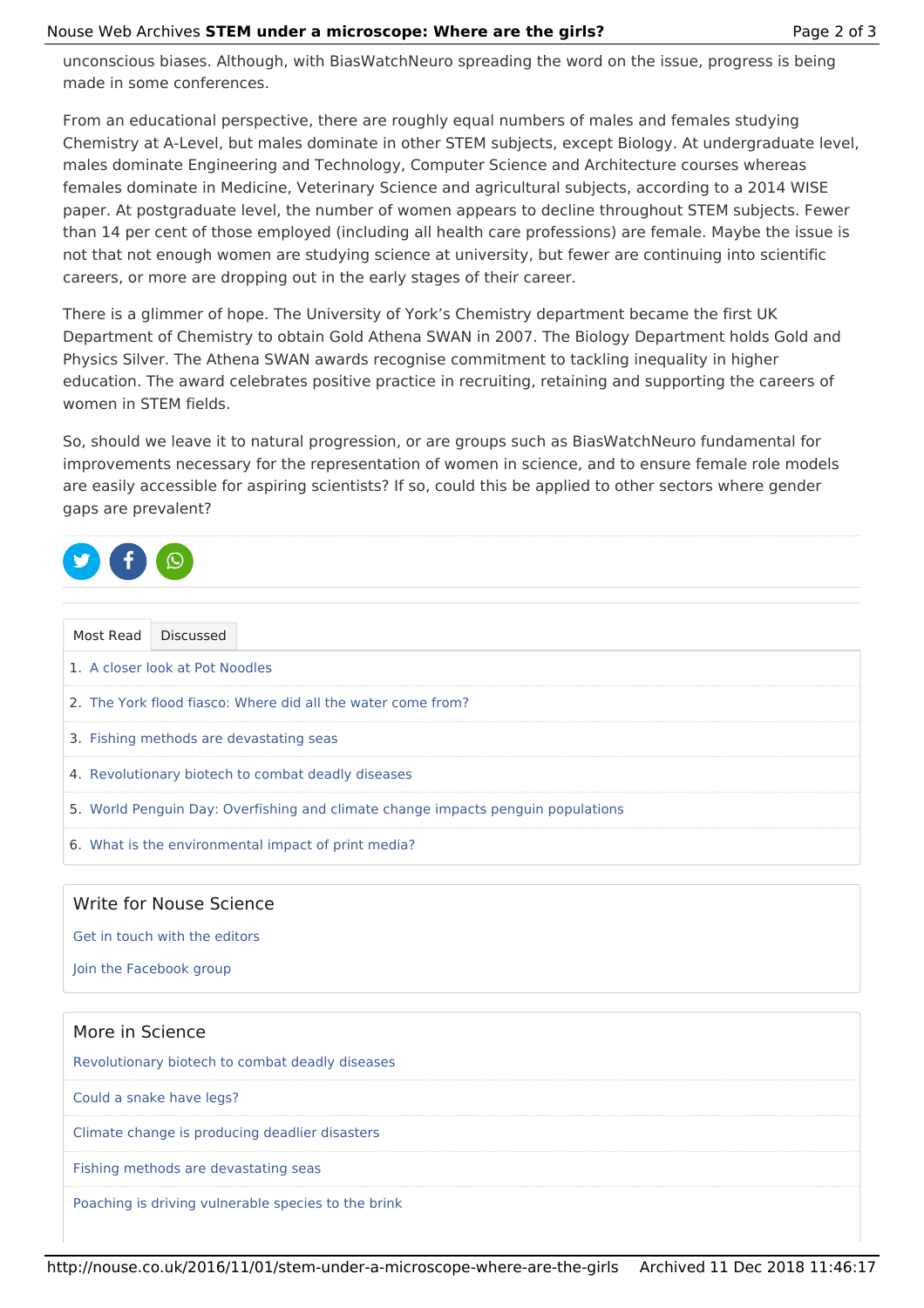unconscious biases. Although, with BiasWatchNeuro spreading the word on the issue, progress is being made in some conferences.

From an educational perspective, there are roughly equal numbers of males and females studying Chemistry at A-Level, but males dominate in other STEM subjects, except Biology. At undergraduate level, males dominate Engineering and Technology, Computer Science and Architecture courses whereas females dominate in Medicine, Veterinary Science and agricultural subjects, according to a 2014 WISE paper. At postgraduate level, the number of women appears to decline throughout STEM subjects. Fewer than 14 per cent of those employed (including all health care professions) are female. Maybe the issue is not that not enough women are studying science at university, but fewer are continuing into scientific careers, or more are dropping out in the early stages of their career.

There is a glimmer of hope. The University of York's Chemistry department became the first UK Department of Chemistry to obtain Gold Athena SWAN in 2007. The Biology Department holds Gold and Physics Silver. The Athena SWAN awards recognise commitment to tackling inequality in higher education. The award celebrates positive practice in recruiting, retaining and supporting the careers of women in STEM fields.

So, should we leave it to natural progression, or are groups such as BiasWatchNeuro fundamental for improvements necessary for the representation of women in science, and to ensure female role models are easily accessible for aspiring scientists? If so, could this be applied to other sectors where gender gaps are prevalent?

Most Read | Discussed

1. A closer look at Pot Noodles
2. The York flood fiasco: Where did all the water come from?
3. Fishing methods are devastating seas
4. Revolutionary biotech to combat deadly diseases
5. World Penguin Day: Overfishing and climate change impacts penguin populations
6. What is the environmental impact of print media?

## Write for Nouse Science

Get in touch with the editors

Join the Facebook group

## More in Science

Revolutionary biotech to combat deadly diseases

Could a snake have legs?

Climate change is producing deadlier disasters

Fishing methods are devastating seas

Poaching is driving vulnerable species to the brink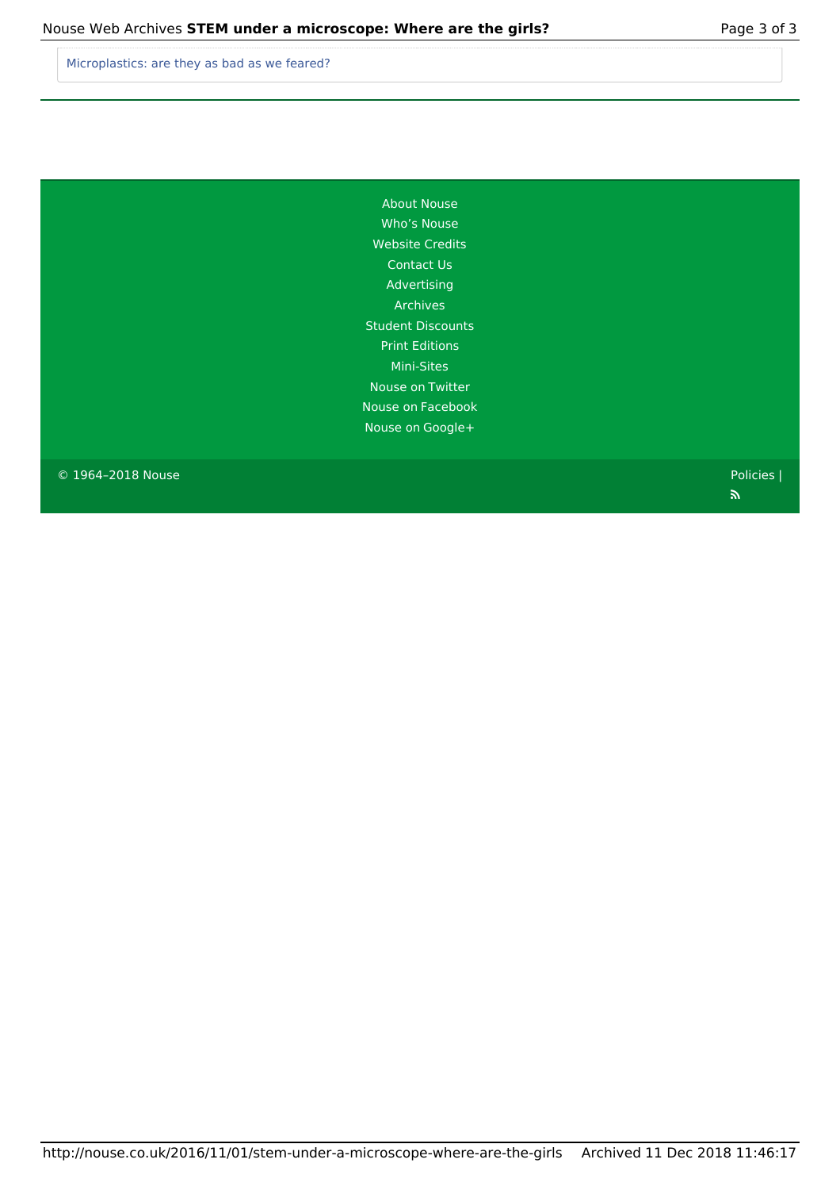Microplastics: are they as bad as we feared?

About Nouse
Who's Nouse
Website Credits
Contact Us
Advertising
Archives
Student Discounts
Print Editions
Mini-Sites
Nouse on Twitter
Nouse on Facebook
Nouse on Google+

© 1964–2018 Nouse

Policies |